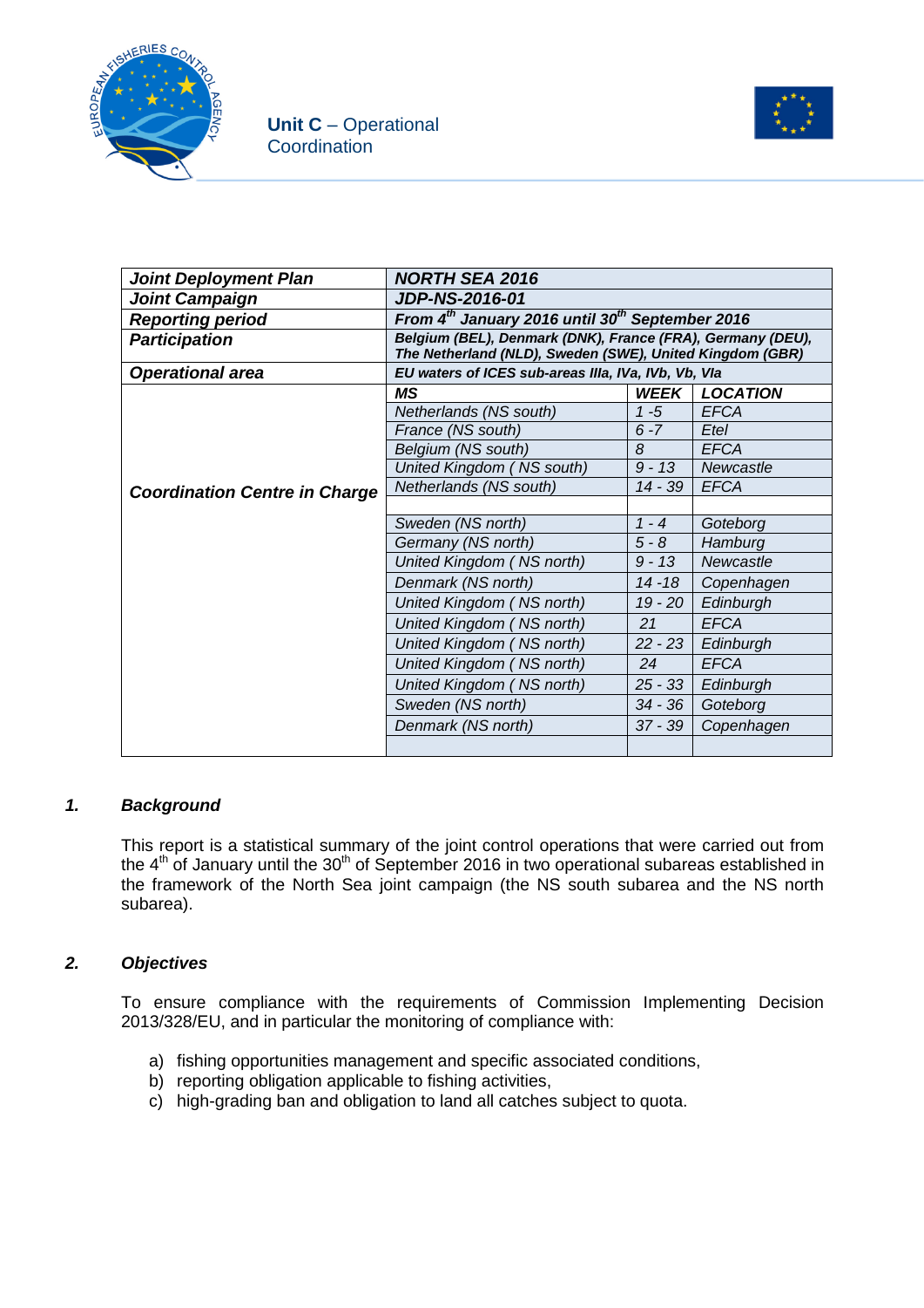Unit C – Operational Coordination

| Joint Deployment Plan | NORTH SEA 2016 | | |
|---|---|---|---|
| **Joint Campaign** | **JDP-NS-2016-01** | | |
| **Reporting period** | **From 4th January 2016 until 30th September 2016** | | |
| **Participation** | **Belgium (BEL), Denmark (DNK), France (FRA), Germany (DEU), The Netherland (NLD), Sweden (SWE), United Kingdom (GBR)** | | |
| **Operational area** | **EU waters of ICES sub-areas IIIa, IVa, IVb, Vb, VIa** | | |
| **Coordination Centre in Charge** | **MS** | **WEEK** | **LOCATION** |
| | *Netherlands (NS south)* | *1 -5* | *EFCA* |
| | *France (NS south)* | *6 -7* | *Etel* |
| | *Belgium (NS south)* | *8* | *EFCA* |
| | *United Kingdom ( NS south)* | *9 - 13* | *Newcastle* |
| | *Netherlands (NS south)* | *14 - 39* | *EFCA* |
| | | | |
| | *Sweden (NS north)* | *1 - 4* | *Goteborg* |
| | *Germany (NS north)* | *5 - 8* | *Hamburg* |
| | *United Kingdom ( NS north)* | *9 - 13* | *Newcastle* |
| | *Denmark (NS north)* | *14 -18* | *Copenhagen* |
| | *United Kingdom ( NS north)* | *19 - 20* | *Edinburgh* |
| | *United Kingdom ( NS north)* | *21* | *EFCA* |
| | *United Kingdom ( NS north)* | *22 - 23* | *Edinburgh* |
| | *United Kingdom ( NS north)* | *24* | *EFCA* |
| | *United Kingdom ( NS north)* | *25 - 33* | *Edinburgh* |
| | *Sweden (NS north)* | *34 - 36* | *Goteborg* |
| | *Denmark (NS north)* | *37 - 39* | *Copenhagen* |
| | | | |

## 1. *Background*

This report is a statistical summary of the joint control operations that were carried out from the 4th of January until the 30th of September 2016 in two operational subareas established in the framework of the North Sea joint campaign (the NS south subarea and the NS north subarea).

## 2. *Objectives*

To ensure compliance with the requirements of Commission Implementing Decision 2013/328/EU, and in particular the monitoring of compliance with:

a) fishing opportunities management and specific associated conditions,
b) reporting obligation applicable to fishing activities,
c) high-grading ban and obligation to land all catches subject to quota.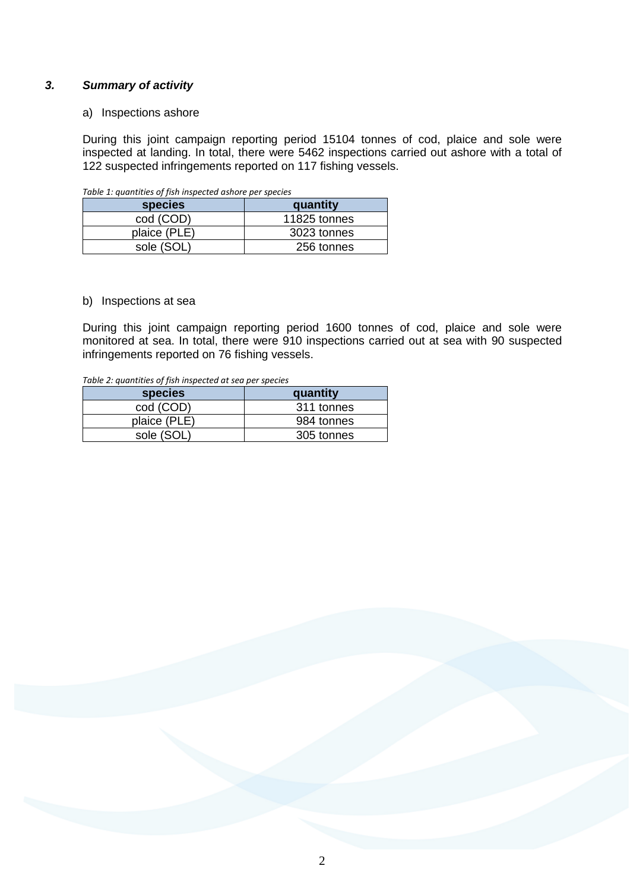### *3. Summary of activity*

a) Inspections ashore

During this joint campaign reporting period 15104 tonnes of cod, plaice and sole were inspected at landing. In total, there were 5462 inspections carried out ashore with a total of 122 suspected infringements reported on 117 fishing vessels.

*Table 1: quantities of fish inspected ashore per species*

| species | quantity |
| --- | --- |
| cod (COD) | 11825 tonnes |
| plaice (PLE) | 3023 tonnes |
| sole (SOL) | 256 tonnes |

b) Inspections at sea

During this joint campaign reporting period 1600 tonnes of cod, plaice and sole were monitored at sea. In total, there were 910 inspections carried out at sea with 90 suspected infringements reported on 76 fishing vessels.

*Table 2: quantities of fish inspected at sea per species*

| species | quantity |
| --- | --- |
| cod (COD) | 311 tonnes |
| plaice (PLE) | 984 tonnes |
| sole (SOL) | 305 tonnes |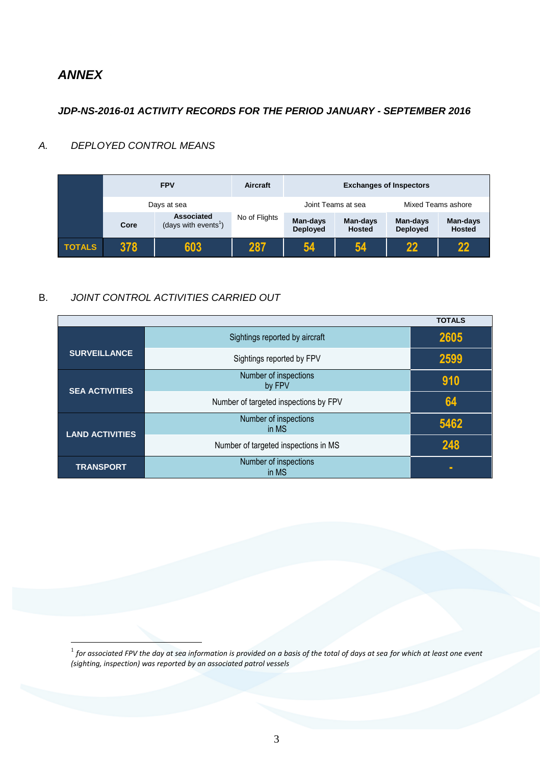## *ANNEX*

### *JDP-NS-2016-01 ACTIVITY RECORDS FOR THE PERIOD JANUARY - SEPTEMBER 2016*

*A. DEPLOYED CONTROL MEANS*

| | FPV | | Aircraft | Exchanges of Inspectors | | | |
|---|---|---|---|---|---|---|---|
| | Days at sea | | | Joint Teams at sea | | Mixed Teams ashore | |
| | Core | Associated (days with events[1]) | No of Flights | Man-days Deployed | Man-days Hosted | Man-days Deployed | Man-days Hosted |
| **TOTALS** | 378 | 603 | 287 | 54 | 54 | 22 | 22 |

B. *JOINT CONTROL ACTIVITIES CARRIED OUT*

| | | TOTALS |
|---|---|---|
| **SURVEILLANCE** | Sightings reported by aircraft | 2605 |
| | Sightings reported by FPV | 2599 |
| **SEA ACTIVITIES** | Number of inspections by FPV | 910 |
| | Number of targeted inspections by FPV | 64 |
| **LAND ACTIVITIES** | Number of inspections in MS | 5462 |
| | Number of targeted inspections in MS | 248 |
| **TRANSPORT** | Number of inspections in MS | - |

[1] *for associated FPV the day at sea information is provided on a basis of the total of days at sea for which at least one event (sighting, inspection) was reported by an associated patrol vessels*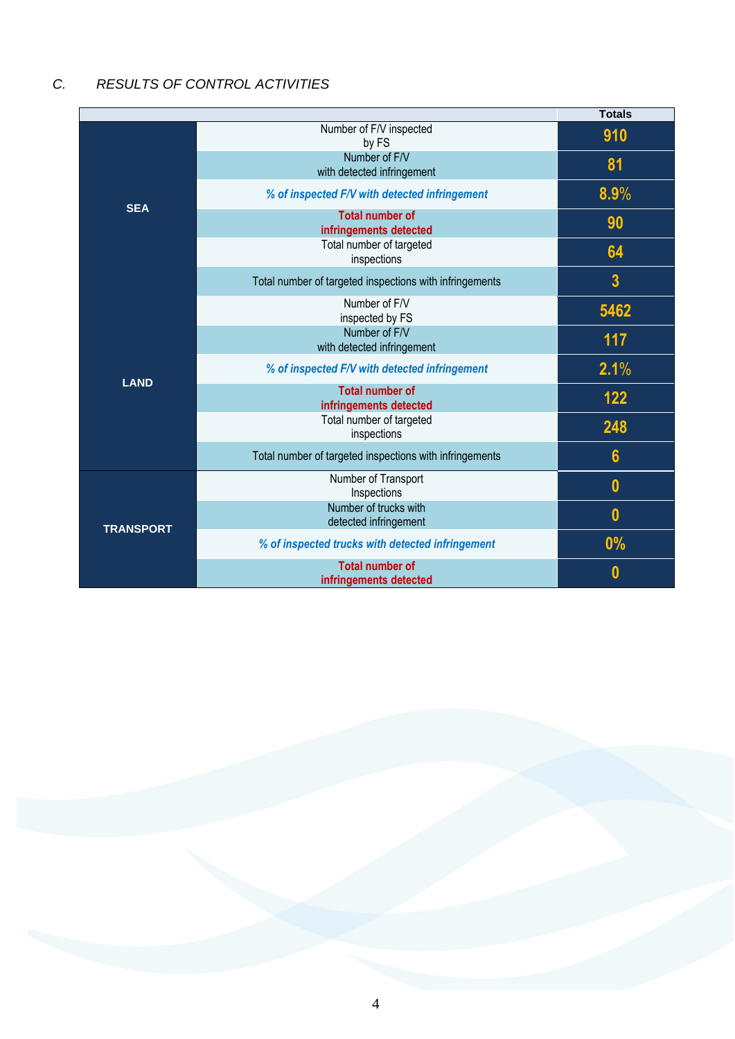## C. *RESULTS OF CONTROL ACTIVITIES*

| | | Totals |
|---|---|---|
| SEA | Number of F/V inspected by FS | 910 |
| | Number of F/V with detected infringement | 81 |
| | *% of inspected F/V with detected infringement* | 8.9% |
| | **Total number of infringements detected** | 90 |
| | Total number of targeted inspections | 64 |
| | Total number of targeted inspections with infringements | 3 |
| LAND | Number of F/V inspected by FS | 5462 |
| | Number of F/V with detected infringement | 117 |
| | *% of inspected F/V with detected infringement* | 2.1% |
| | **Total number of infringements detected** | 122 |
| | Total number of targeted inspections | 248 |
| | Total number of targeted inspections with infringements | 6 |
| TRANSPORT | Number of Transport Inspections | 0 |
| | Number of trucks with detected infringement | 0 |
| | *% of inspected trucks with detected infringement* | 0% |
| | **Total number of infringements detected** | 0 |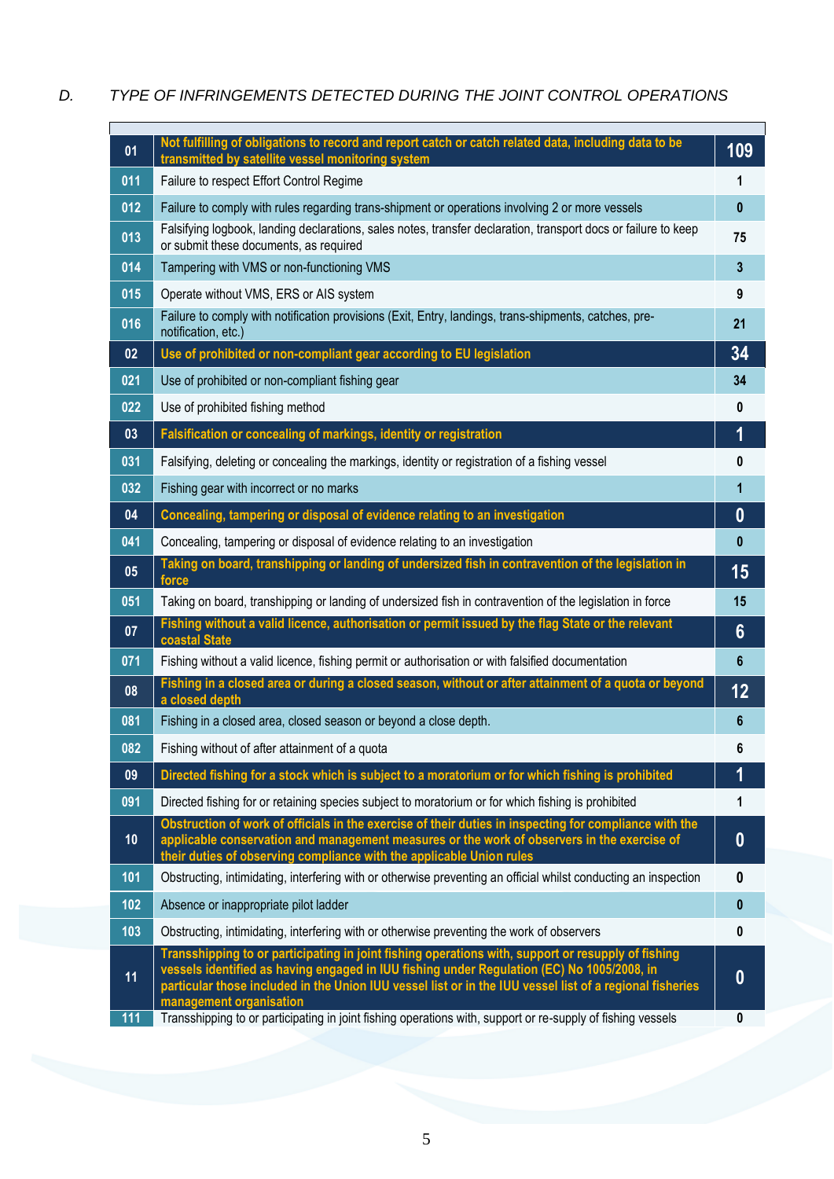*D. TYPE OF INFRINGEMENTS DETECTED DURING THE JOINT CONTROL OPERATIONS*

| | | |
|---|---|---|
| **01** | **Not fulfilling of obligations to record and report catch or catch related data, including data to be transmitted by satellite vessel monitoring system** | **109** |
| 011 | Failure to respect Effort Control Regime | 1 |
| 012 | Failure to comply with rules regarding trans-shipment or operations involving 2 or more vessels | 0 |
| 013 | Falsifying logbook, landing declarations, sales notes, transfer declaration, transport docs or failure to keep or submit these documents, as required | 75 |
| 014 | Tampering with VMS or non-functioning VMS | 3 |
| 015 | Operate without VMS, ERS or AIS system | 9 |
| 016 | Failure to comply with notification provisions (Exit, Entry, landings, trans-shipments, catches, pre-notification, etc.) | 21 |
| **02** | **Use of prohibited or non-compliant gear according to EU legislation** | **34** |
| 021 | Use of prohibited or non-compliant fishing gear | 34 |
| 022 | Use of prohibited fishing method | 0 |
| **03** | **Falsification or concealing of markings, identity or registration** | **1** |
| 031 | Falsifying, deleting or concealing the markings, identity or registration of a fishing vessel | 0 |
| 032 | Fishing gear with incorrect or no marks | 1 |
| **04** | **Concealing, tampering or disposal of evidence relating to an investigation** | **0** |
| 041 | Concealing, tampering or disposal of evidence relating to an investigation | 0 |
| **05** | **Taking on board, transhipping or landing of undersized fish in contravention of the legislation in force** | **15** |
| 051 | Taking on board, transhipping or landing of undersized fish in contravention of the legislation in force | 15 |
| **07** | **Fishing without a valid licence, authorisation or permit issued by the flag State or the relevant coastal State** | **6** |
| 071 | Fishing without a valid licence, fishing permit or authorisation or with falsified documentation | 6 |
| **08** | **Fishing in a closed area or during a closed season, without or after attainment of a quota or beyond a closed depth** | **12** |
| 081 | Fishing in a closed area, closed season or beyond a close depth. | 6 |
| 082 | Fishing without of after attainment of a quota | 6 |
| **09** | **Directed fishing for a stock which is subject to a moratorium or for which fishing is prohibited** | **1** |
| 091 | Directed fishing for or retaining species subject to moratorium or for which fishing is prohibited | 1 |
| **10** | **Obstruction of work of officials in the exercise of their duties in inspecting for compliance with the applicable conservation and management measures or the work of observers in the exercise of their duties of observing compliance with the applicable Union rules** | **0** |
| 101 | Obstructing, intimidating, interfering with or otherwise preventing an official whilst conducting an inspection | 0 |
| 102 | Absence or inappropriate pilot ladder | 0 |
| 103 | Obstructing, intimidating, interfering with or otherwise preventing the work of observers | 0 |
| **11** | **Transshipping to or participating in joint fishing operations with, support or resupply of fishing vessels identified as having engaged in IUU fishing under Regulation (EC) No 1005/2008, in particular those included in the Union IUU vessel list or in the IUU vessel list of a regional fisheries management organisation** | **0** |
| 111 | Transshipping to or participating in joint fishing operations with, support or re-supply of fishing vessels | 0 |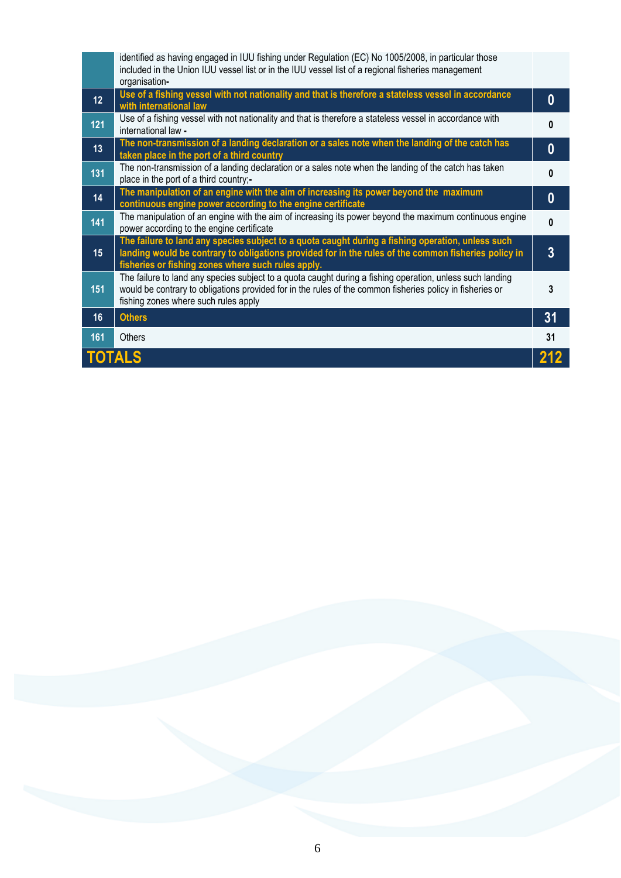| | | |
|---|---|---|
| | identified as having engaged in IUU fishing under Regulation (EC) No 1005/2008, in particular those included in the Union IUU vessel list or in the IUU vessel list of a regional fisheries management organisation- | |
| **12** | **Use of a fishing vessel with not nationality and that is therefore a stateless vessel in accordance with international law** | **0** |
| 121 | Use of a fishing vessel with not nationality and that is therefore a stateless vessel in accordance with international law - | 0 |
| **13** | **The non-transmission of a landing declaration or a sales note when the landing of the catch has taken place in the port of a third country** | **0** |
| 131 | The non-transmission of a landing declaration or a sales note when the landing of the catch has taken place in the port of a third country;- | 0 |
| **14** | **The manipulation of an engine with the aim of increasing its power beyond the maximum continuous engine power according to the engine certificate** | **0** |
| 141 | The manipulation of an engine with the aim of increasing its power beyond the maximum continuous engine power according to the engine certificate | 0 |
| **15** | **The failure to land any species subject to a quota caught during a fishing operation, unless such landing would be contrary to obligations provided for in the rules of the common fisheries policy in fisheries or fishing zones where such rules apply.** | **3** |
| 151 | The failure to land any species subject to a quota caught during a fishing operation, unless such landing would be contrary to obligations provided for in the rules of the common fisheries policy in fisheries or fishing zones where such rules apply | 3 |
| **16** | **Others** | **31** |
| 161 | Others | 31 |
| **TOTALS** | | **212** |